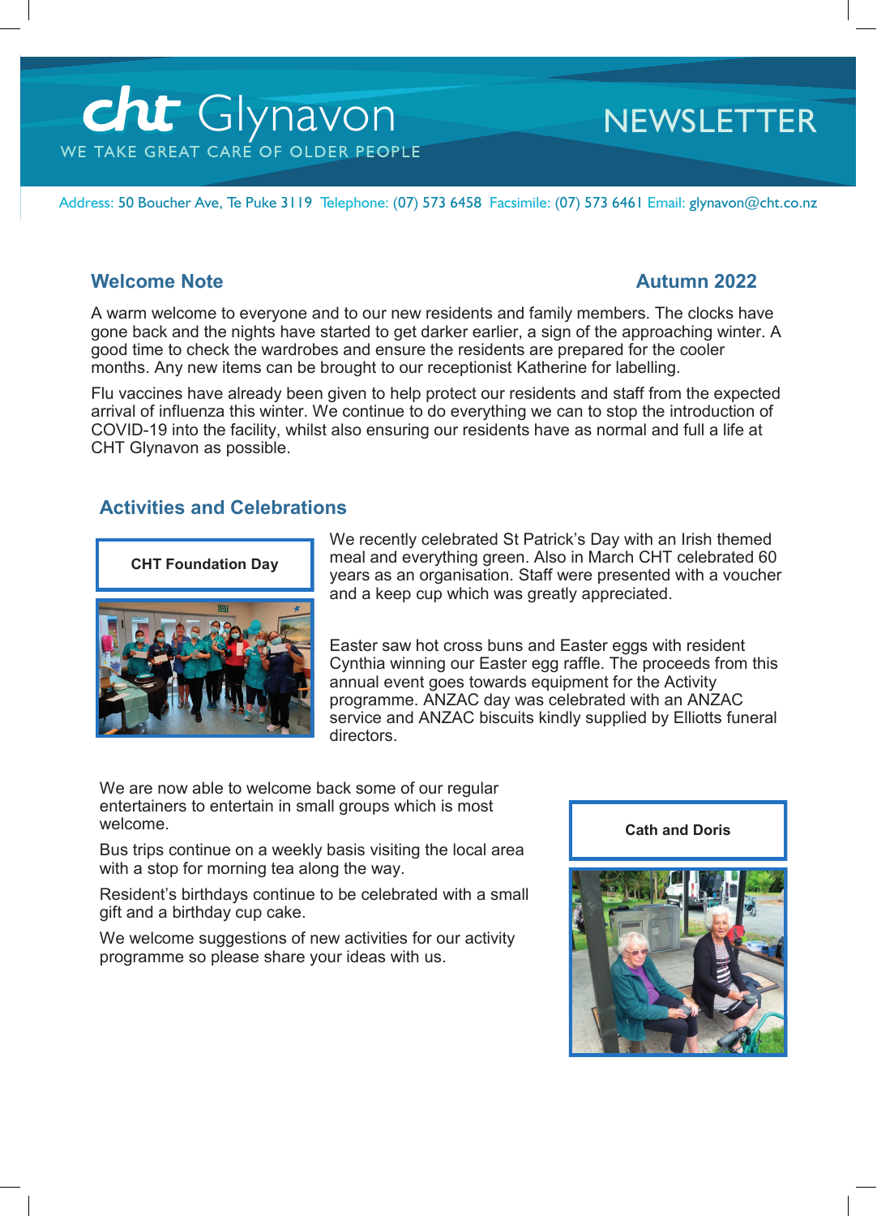# cht Glynavon NEWSLETTER

WE TAKE GREAT CARE OF OLDER PEOPLE

Address: 50 Boucher Ave, Te Puke 3119 Telephone: (07) 573 6458 Facsimile: (07) 573 6461 Email: glynavon@cht.co.nz

## Welcome Note

**Autumn 2022**

A warm welcome to everyone and to our new residents and family members. The clocks have gone back and the nights have started to get darker earlier, a sign of the approaching winter. A good time to check the wardrobes and ensure the residents are prepared for the cooler months. Any new items can be brought to our receptionist Katherine for labelling.

Flu vaccines have already been given to help protect our residents and staff from the expected arrival of influenza this winter. We continue to do everything we can to stop the introduction of COVID-19 into the facility, whilst also ensuring our residents have as normal and full a life at CHT Glynavon as possible.

## Activities and Celebrations

**CHT Foundation Day**

We recently celebrated St Patrick's Day with an Irish themed meal and everything green. Also in March CHT celebrated 60 years as an organisation. Staff were presented with a voucher and a keep cup which was greatly appreciated.

Easter saw hot cross buns and Easter eggs with resident Cynthia winning our Easter egg raffle. The proceeds from this annual event goes towards equipment for the Activity programme. ANZAC day was celebrated with an ANZAC service and ANZAC biscuits kindly supplied by Elliotts funeral directors.

We are now able to welcome back some of our regular entertainers to entertain in small groups which is most welcome.

Bus trips continue on a weekly basis visiting the local area with a stop for morning tea along the way.

Resident's birthdays continue to be celebrated with a small gift and a birthday cup cake.

We welcome suggestions of new activities for our activity programme so please share your ideas with us.

**Cath and Doris**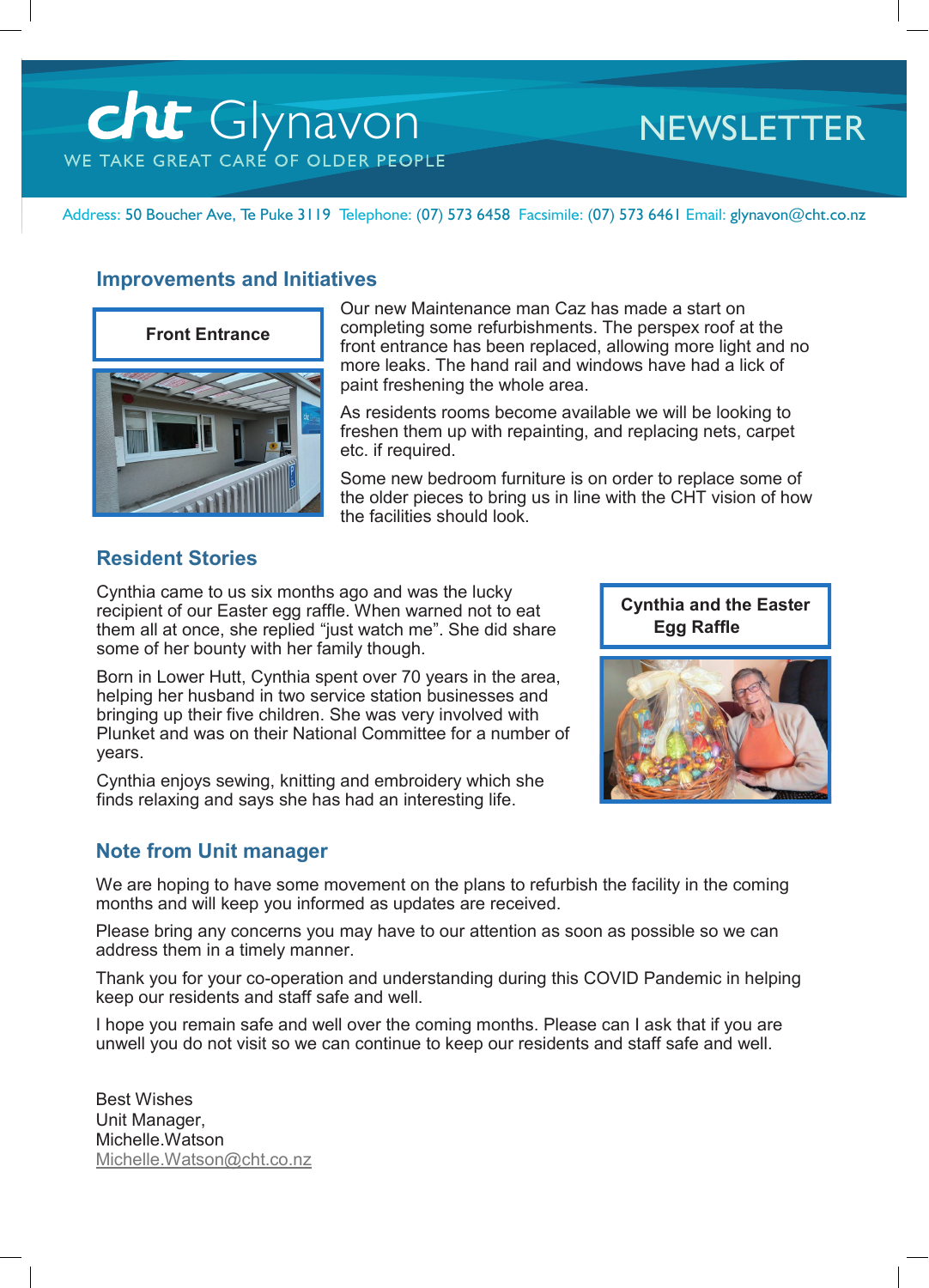# cht Glynavon NEWSLETTER

WE TAKE GREAT CARE OF OLDER PEOPLE

Address: 50 Boucher Ave, Te Puke 3119 Telephone: (07) 573 6458 Facsimile: (07) 573 6461 Email: glynavon@cht.co.nz

## Improvements and Initiatives

**Front Entrance**

Our new Maintenance man Caz has made a start on completing some refurbishments. The perspex roof at the front entrance has been replaced, allowing more light and no more leaks. The hand rail and windows have had a lick of paint freshening the whole area.

As residents rooms become available we will be looking to freshen them up with repainting, and replacing nets, carpet etc. if required.

Some new bedroom furniture is on order to replace some of the older pieces to bring us in line with the CHT vision of how the facilities should look.

## Resident Stories

**Cynthia and the Easter Egg Raffle**

Cynthia came to us six months ago and was the lucky recipient of our Easter egg raffle. When warned not to eat them all at once, she replied "just watch me". She did share some of her bounty with her family though.

Born in Lower Hutt, Cynthia spent over 70 years in the area, helping her husband in two service station businesses and bringing up their five children. She was very involved with Plunket and was on their National Committee for a number of years.

Cynthia enjoys sewing, knitting and embroidery which she finds relaxing and says she has had an interesting life.

## Note from Unit manager

We are hoping to have some movement on the plans to refurbish the facility in the coming months and will keep you informed as updates are received.

Please bring any concerns you may have to our attention as soon as possible so we can address them in a timely manner.

Thank you for your co-operation and understanding during this COVID Pandemic in helping keep our residents and staff safe and well.

I hope you remain safe and well over the coming months. Please can I ask that if you are unwell you do not visit so we can continue to keep our residents and staff safe and well.

Best Wishes
Unit Manager,
Michelle.Watson
Michelle.Watson@cht.co.nz